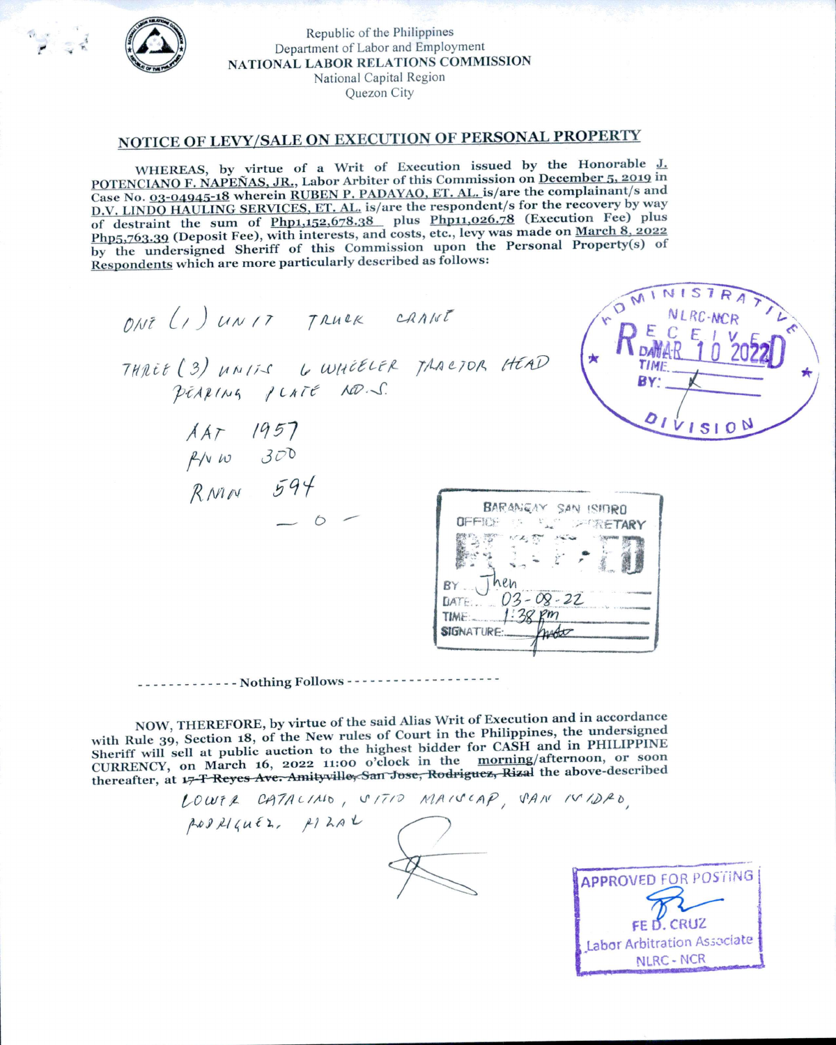Republic of the Philippines
Department of Labor and Employment
NATIONAL LABOR RELATIONS COMMISSION
National Capital Region
Quezon City

## NOTICE OF LEVY/SALE ON EXECUTION OF PERSONAL PROPERTY

WHEREAS, by virtue of a Writ of Execution issued by the Honorable J. POTENCIANO F. NAPEÑAS, JR., Labor Arbiter of this Commission on December 5, 2019 in Case No. 03-04945-18 wherein RUBEN P. PADAYAO, ET. AL. is/are the complainant/s and D.V. LINDO HAULING SERVICES, ET. AL. is/are the respondent/s for the recovery by way of destraint the sum of Php1,152,678.38 plus Php11,026.78 (Execution Fee) plus Php5,763.39 (Deposit Fee), with interests, and costs, etc., levy was made on March 8, 2022 by the undersigned Sheriff of this Commission upon the Personal Property(s) of Respondents which are more particularly described as follows:

ONE (1) UNIT TRUCK CRANE

THREE (3) UNITS 6 WHEELER TRACTOR HEAD BEARING PLATE NO.S.

AAT 1957
RNW 300
RMN 594

— o —

ADMINISTRATIVE NLRC-NCR RECEIVED DATE: MAR 10 2022 TIME: BY: DIVISION

BARANGAY SAN ISIDRO OFFICE OF THE SECRETARY RECEIVED BY: Jhen DATE: 03-08-22 TIME: 1:38 pm SIGNATURE:

------------- Nothing Follows -------------------

NOW, THEREFORE, by virtue of the said Alias Writ of Execution and in accordance with Rule 39, Section 18, of the New rules of Court in the Philippines, the undersigned Sheriff will sell at public auction to the highest bidder for CASH and in PHILIPPINE CURRENCY, on March 16, 2022 11:00 o'clock in the morning/afternoon, or soon thereafter, at ~~17-T Reyes Ave. Amityville, San Jose, Rodriguez, Rizal~~ LOWER CATACLAO, SITIO MAISCAP, SAN ISIDRO, RODRIGUEZ, RIZAL the above-described

APPROVED FOR POSTING
FE D. CRUZ
Labor Arbitration Associate
NLRC - NCR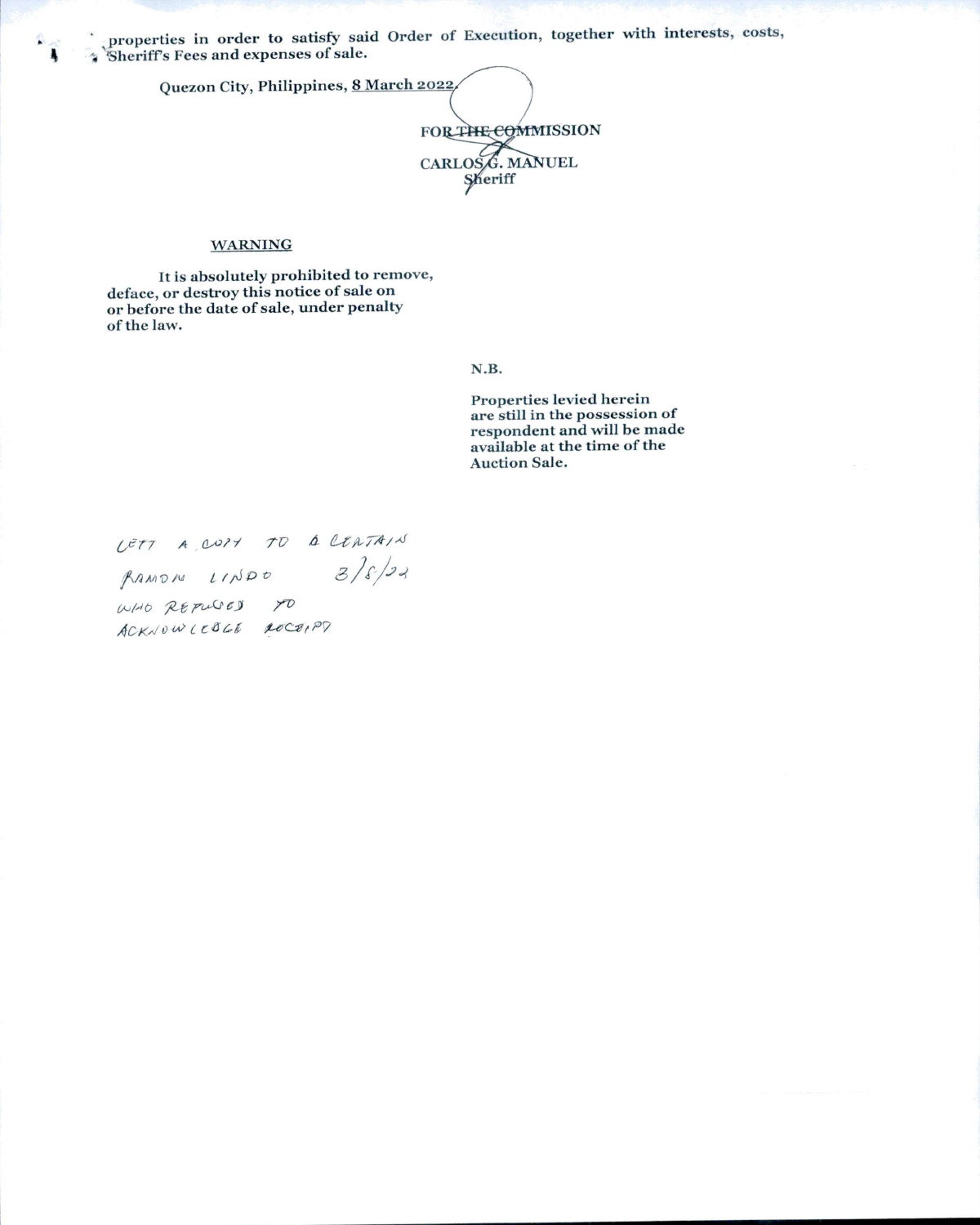properties in order to satisfy said Order of Execution, together with interests, costs, Sheriff's Fees and expenses of sale.

Quezon City, Philippines, 8 March 2022.

FOR THE COMMISSION

CARLOS G. MANUEL
Sheriff

**WARNING**

**It is absolutely prohibited to remove, deface, or destroy this notice of sale on or before the date of sale, under penalty of the law.**

**N.B.**

**Properties levied herein are still in the possession of respondent and will be made available at the time of the Auction Sale.**

LEFT A COPY TO A CERTAIN RAMON LINDO 3/8/22 WHO REFUSED TO ACKNOWLEDGE RECEIPT